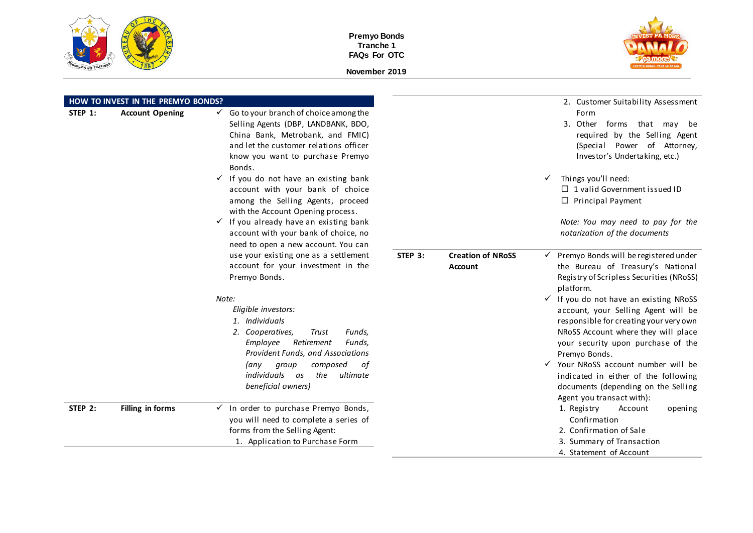**Premyo Bonds**
**Tranche 1**
**FAQs For OTC**

**November 2019**

## HOW TO INVEST IN THE PREMYO BONDS?

### STEP 1: Account Opening

- ✓ Go to your branch of choice among the Selling Agents (DBP, LANDBANK, BDO, China Bank, Metrobank, and FMIC) and let the customer relations officer know you want to purchase Premyo Bonds.
- ✓ If you do not have an existing bank account with your bank of choice among the Selling Agents, proceed with the Account Opening process.
- ✓ If you already have an existing bank account with your bank of choice, no need to open a new account. You can use your existing one as a settlement account for your investment in the Premyo Bonds.

*Note:*

*Eligible investors:*

1. *Individuals*
2. *Cooperatives, Trust Funds, Employee Retirement Funds, Provident Funds, and Associations (any group composed of individuals as the ultimate beneficial owners)*

### STEP 2: Filling in forms

- ✓ In order to purchase Premyo Bonds, you will need to complete a series of forms from the Selling Agent:
  1. Application to Purchase Form
  2. Customer Suitability Assessment Form
  3. Other forms that may be required by the Selling Agent (Special Power of Attorney, Investor's Undertaking, etc.)
- ✓ Things you'll need:
  - ☐ 1 valid Government issued ID
  - ☐ Principal Payment

*Note: You may need to pay for the notarization of the documents*

### STEP 3: Creation of NRoSS Account

- ✓ Premyo Bonds will be registered under the Bureau of Treasury's National Registry of Scripless Securities (NRoSS) platform.
- ✓ If you do not have an existing NRoSS account, your Selling Agent will be responsible for creating your very own NRoSS Account where they will place your security upon purchase of the Premyo Bonds.
- ✓ Your NRoSS account number will be indicated in either of the following documents (depending on the Selling Agent you transact with):
  1. Registry Account opening Confirmation
  2. Confirmation of Sale
  3. Summary of Transaction
  4. Statement of Account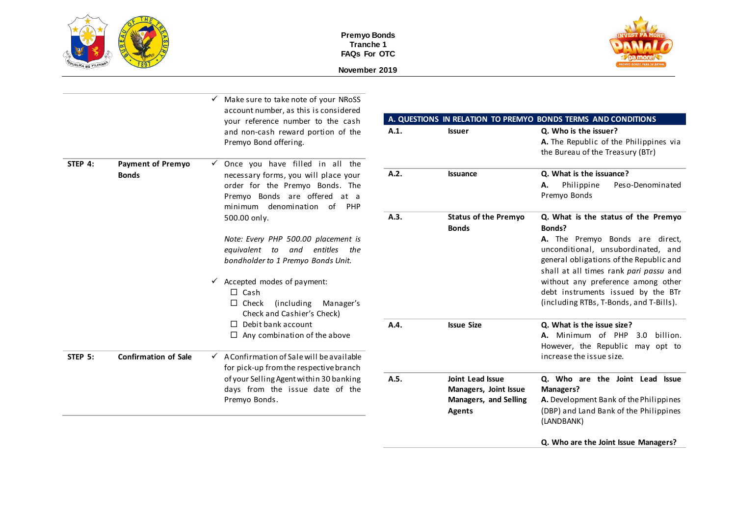| | | |
|---|---|---|
| | | ✓ Make sure to take note of your NRoSS account number, as this is considered your reference number to the cash and non-cash reward portion of the Premyo Bond offering. |
| **STEP 4:** | **Payment of Premyo Bonds** | ✓ Once you have filled in all the necessary forms, you will place your order for the Premyo Bonds. The Premyo Bonds are offered at a minimum denomination of PHP 500.00 only.<br><br>*Note: Every PHP 500.00 placement is equivalent to and entitles the bondholder to 1 Premyo Bonds Unit.*<br><br>✓ Accepted modes of payment:<br>☐ Cash<br>☐ Check (including Manager's Check and Cashier's Check)<br>☐ Debit bank account<br>☐ Any combination of the above |
| **STEP 5:** | **Confirmation of Sale** | ✓ A Confirmation of Sale will be available for pick-up from the respective branch of your Selling Agent within 30 banking days from the issue date of the Premyo Bonds. |

| **A. QUESTIONS IN RELATION TO PREMYO BONDS TERMS AND CONDITIONS** | | |
|---|---|---|
| **A.1.** | **Issuer** | **Q. Who is the issuer?**<br>**A.** The Republic of the Philippines via the Bureau of the Treasury (BTr) |
| **A.2.** | **Issuance** | **Q. What is the issuance?**<br>**A.** Philippine Peso-Denominated Premyo Bonds |
| **A.3.** | **Status of the Premyo Bonds** | **Q. What is the status of the Premyo Bonds?**<br>**A.** The Premyo Bonds are direct, unconditional, unsubordinated, and general obligations of the Republic and shall at all times rank *pari passu* and without any preference among other debt instruments issued by the BTr (including RTBs, T-Bonds, and T-Bills). |
| **A.4.** | **Issue Size** | **Q. What is the issue size?**<br>**A.** Minimum of PHP 3.0 billion. However, the Republic may opt to increase the issue size. |
| **A.5.** | **Joint Lead Issue Managers, Joint Issue Managers, and Selling Agents** | **Q. Who are the Joint Lead Issue Managers?**<br>**A.** Development Bank of the Philippines (DBP) and Land Bank of the Philippines (LANDBANK)<br><br>**Q. Who are the Joint Issue Managers?** |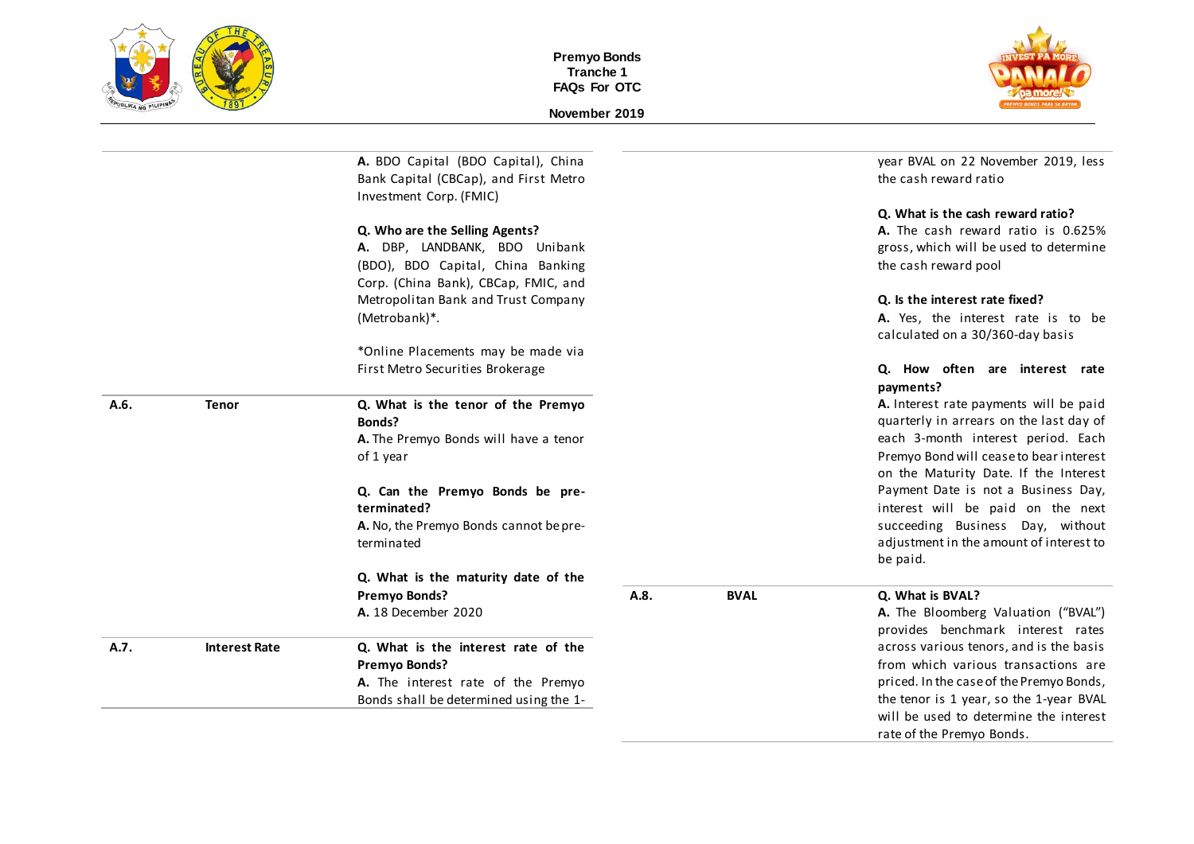| | | |
|---|---|---|
| | | **A.** BDO Capital (BDO Capital), China Bank Capital (CBCap), and First Metro Investment Corp. (FMIC)<br><br>**Q. Who are the Selling Agents?**<br>**A.** DBP, LANDBANK, BDO Unibank (BDO), BDO Capital, China Banking Corp. (China Bank), CBCap, FMIC, and Metropolitan Bank and Trust Company (Metrobank)*.<br><br>*Online Placements may be made via First Metro Securities Brokerage |
| **A.6.** | **Tenor** | **Q. What is the tenor of the Premyo Bonds?**<br>**A.** The Premyo Bonds will have a tenor of 1 year<br><br>**Q. Can the Premyo Bonds be pre-terminated?**<br>**A.** No, the Premyo Bonds cannot be pre-terminated<br><br>**Q. What is the maturity date of the Premyo Bonds?**<br>**A.** 18 December 2020 |
| **A.7.** | **Interest Rate** | **Q. What is the interest rate of the Premyo Bonds?**<br>**A.** The interest rate of the Premyo Bonds shall be determined using the 1-year BVAL on 22 November 2019, less the cash reward ratio<br><br>**Q. What is the cash reward ratio?**<br>**A.** The cash reward ratio is 0.625% gross, which will be used to determine the cash reward pool<br><br>**Q. Is the interest rate fixed?**<br>**A.** Yes, the interest rate is to be calculated on a 30/360-day basis<br><br>**Q. How often are interest rate payments?**<br>**A.** Interest rate payments will be paid quarterly in arrears on the last day of each 3-month interest period. Each Premyo Bond will cease to bear interest on the Maturity Date. If the Interest Payment Date is not a Business Day, interest will be paid on the next succeeding Business Day, without adjustment in the amount of interest to be paid. |
| **A.8.** | **BVAL** | **Q. What is BVAL?**<br>**A.** The Bloomberg Valuation ("BVAL") provides benchmark interest rates across various tenors, and is the basis from which various transactions are priced. In the case of the Premyo Bonds, the tenor is 1 year, so the 1-year BVAL will be used to determine the interest rate of the Premyo Bonds. |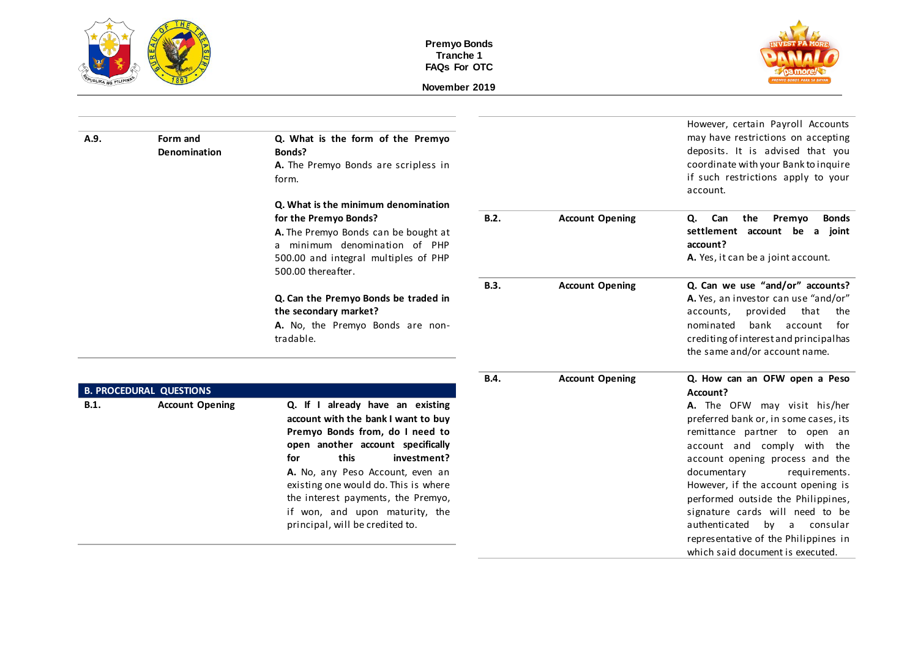| | | |
|---|---|---|
| **A.9.** | **Form and Denomination** | **Q. What is the form of the Premyo Bonds?**<br>**A.** The Premyo Bonds are scripless in form.<br><br>**Q. What is the minimum denomination for the Premyo Bonds?**<br>**A.** The Premyo Bonds can be bought at a minimum denomination of PHP 500.00 and integral multiples of PHP 500.00 thereafter.<br><br>**Q. Can the Premyo Bonds be traded in the secondary market?**<br>**A.** No, the Premyo Bonds are non-tradable. |

## B. PROCEDURAL QUESTIONS

| | | |
|---|---|---|
| **B.1.** | **Account Opening** | **Q. If I already have an existing account with the bank I want to buy Premyo Bonds from, do I need to open another account specifically for this investment?**<br>**A.** No, any Peso Account, even an existing one would do. This is where the interest payments, the Premyo, if won, and upon maturity, the principal, will be credited to.<br><br>However, certain Payroll Accounts may have restrictions on accepting deposits. It is advised that you coordinate with your Bank to inquire if such restrictions apply to your account. |
| **B.2.** | **Account Opening** | **Q. Can the Premyo Bonds settlement account be a joint account?**<br>**A.** Yes, it can be a joint account. |
| **B.3.** | **Account Opening** | **Q. Can we use "and/or" accounts?**<br>**A.** Yes, an investor can use "and/or" accounts, provided that the nominated bank account for crediting of interest and principal has the same and/or account name. |
| **B.4.** | **Account Opening** | **Q. How can an OFW open a Peso Account?**<br>**A.** The OFW may visit his/her preferred bank or, in some cases, its remittance partner to open an account and comply with the account opening process and the documentary requirements. However, if the account opening is performed outside the Philippines, signature cards will need to be authenticated by a consular representative of the Philippines in which said document is executed. |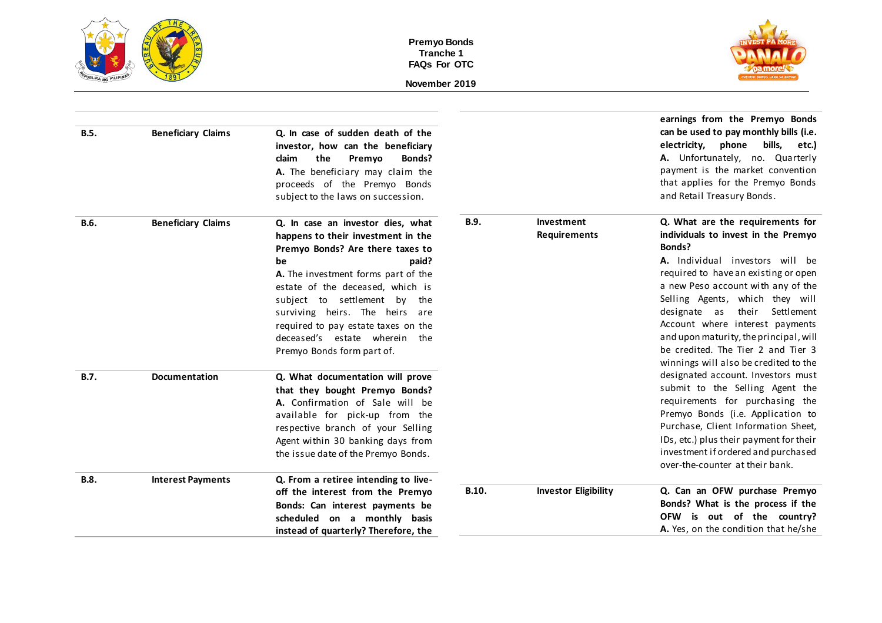| | | |
|---|---|---|
| B.5. | Beneficiary Claims | **Q. In case of sudden death of the investor, how can the beneficiary claim the Premyo Bonds?** **A.** The beneficiary may claim the proceeds of the Premyo Bonds subject to the laws on succession. |
| B.6. | Beneficiary Claims | **Q. In case an investor dies, what happens to their investment in the Premyo Bonds? Are there taxes to be paid?** **A.** The investment forms part of the estate of the deceased, which is subject to settlement by the surviving heirs. The heirs are required to pay estate taxes on the deceased's estate wherein the Premyo Bonds form part of. |
| B.7. | Documentation | **Q. What documentation will prove that they bought Premyo Bonds?** **A.** Confirmation of Sale will be available for pick-up from the respective branch of your Selling Agent within 30 banking days from the issue date of the Premyo Bonds. |
| B.8. | Interest Payments | **Q. From a retiree intending to live-off the interest from the Premyo Bonds: Can interest payments be scheduled on a monthly basis instead of quarterly? Therefore, the earnings from the Premyo Bonds can be used to pay monthly bills (i.e. electricity, phone bills, etc.)** **A.** Unfortunately, no. Quarterly payment is the market convention that applies for the Premyo Bonds and Retail Treasury Bonds. |
| B.9. | Investment Requirements | **Q. What are the requirements for individuals to invest in the Premyo Bonds?** **A.** Individual investors will be required to have an existing or open a new Peso account with any of the Selling Agents, which they will designate as their Settlement Account where interest payments and upon maturity, the principal, will be credited. The Tier 2 and Tier 3 winnings will also be credited to the designated account. Investors must submit to the Selling Agent the requirements for purchasing the Premyo Bonds (i.e. Application to Purchase, Client Information Sheet, IDs, etc.) plus their payment for their investment if ordered and purchased over-the-counter at their bank. |
| B.10. | Investor Eligibility | **Q. Can an OFW purchase Premyo Bonds? What is the process if the OFW is out of the country?** **A.** Yes, on the condition that he/she |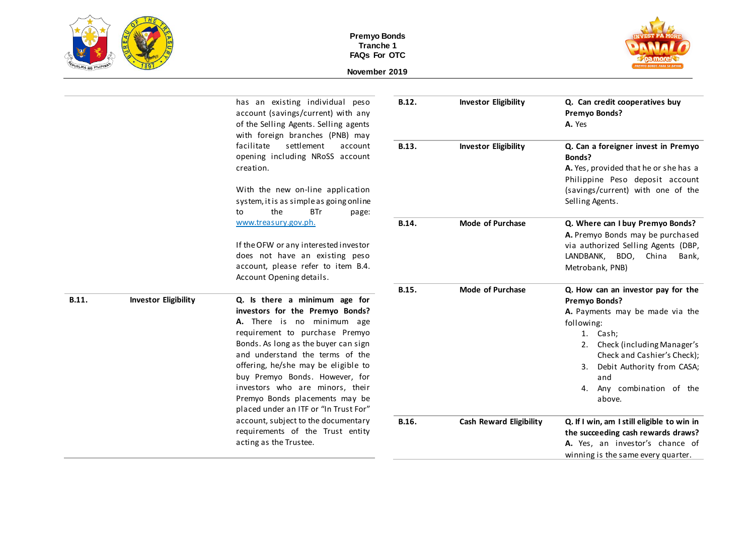| | | |
|---|---|---|
| | | has an existing individual peso account (savings/current) with any of the Selling Agents. Selling agents with foreign branches (PNB) may facilitate settlement account opening including NRoSS account creation.<br><br>With the new on-line application system, it is as simple as going online to the BTr page: www.treasury.gov.ph.<br><br>If the OFW or any interested investor does not have an existing peso account, please refer to item B.4. Account Opening details. |
| **B.11.** | **Investor Eligibility** | **Q. Is there a minimum age for investors for the Premyo Bonds?**<br>**A.** There is no minimum age requirement to purchase Premyo Bonds. As long as the buyer can sign and understand the terms of the offering, he/she may be eligible to buy Premyo Bonds. However, for investors who are minors, their Premyo Bonds placements may be placed under an ITF or "In Trust For" account, subject to the documentary requirements of the Trust entity acting as the Trustee. |
| **B.12.** | **Investor Eligibility** | **Q. Can credit cooperatives buy Premyo Bonds?**<br>**A.** Yes |
| **B.13.** | **Investor Eligibility** | **Q. Can a foreigner invest in Premyo Bonds?**<br>**A.** Yes, provided that he or she has a Philippine Peso deposit account (savings/current) with one of the Selling Agents. |
| **B.14.** | **Mode of Purchase** | **Q. Where can I buy Premyo Bonds?**<br>**A.** Premyo Bonds may be purchased via authorized Selling Agents (DBP, LANDBANK, BDO, China Bank, Metrobank, PNB) |
| **B.15.** | **Mode of Purchase** | **Q. How can an investor pay for the Premyo Bonds?**<br>**A.** Payments may be made via the following:<br>1. Cash;<br>2. Check (including Manager's Check and Cashier's Check);<br>3. Debit Authority from CASA; and<br>4. Any combination of the above. |
| **B.16.** | **Cash Reward Eligibility** | **Q. If I win, am I still eligible to win in the succeeding cash rewards draws?**<br>**A.** Yes, an investor's chance of winning is the same every quarter. |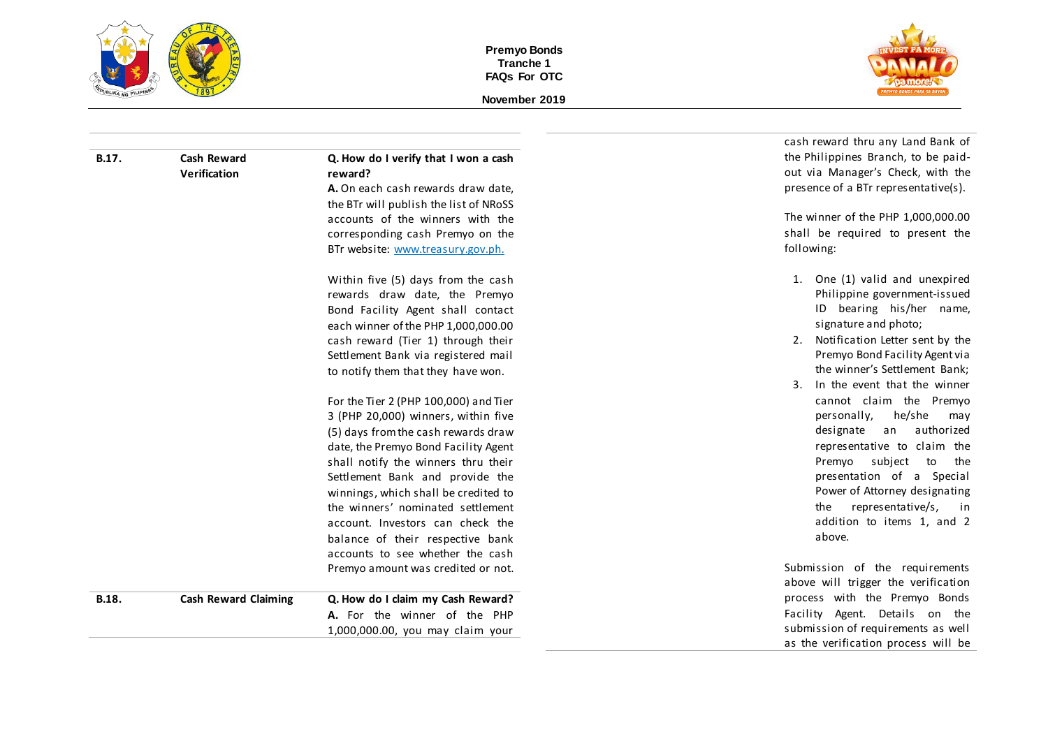| | | |
|---|---|---|
| **B.17.** | **Cash Reward Verification** | **Q. How do I verify that I won a cash reward?**<br>**A.** On each cash rewards draw date, the BTr will publish the list of NRoSS accounts of the winners with the corresponding cash Premyo on the BTr website: [www.treasury.gov.ph.](http://www.treasury.gov.ph)<br><br>Within five (5) days from the cash rewards draw date, the Premyo Bond Facility Agent shall contact each winner of the PHP 1,000,000.00 cash reward (Tier 1) through their Settlement Bank via registered mail to notify them that they have won.<br><br>For the Tier 2 (PHP 100,000) and Tier 3 (PHP 20,000) winners, within five (5) days from the cash rewards draw date, the Premyo Bond Facility Agent shall notify the winners thru their Settlement Bank and provide the winnings, which shall be credited to the winners' nominated settlement account. Investors can check the balance of their respective bank accounts to see whether the cash Premyo amount was credited or not. |
| **B.18.** | **Cash Reward Claiming** | **Q. How do I claim my Cash Reward?**<br>**A.** For the winner of the PHP 1,000,000.00, you may claim your cash reward thru any Land Bank of the Philippines Branch, to be paid-out via Manager's Check, with the presence of a BTr representative(s).<br><br>The winner of the PHP 1,000,000.00 shall be required to present the following:<br><br>1. One (1) valid and unexpired Philippine government-issued ID bearing his/her name, signature and photo;<br>2. Notification Letter sent by the Premyo Bond Facility Agent via the winner's Settlement Bank;<br>3. In the event that the winner cannot claim the Premyo personally, he/she may designate an authorized representative to claim the Premyo subject to the presentation of a Special Power of Attorney designating the representative/s, in addition to items 1, and 2 above.<br><br>Submission of the requirements above will trigger the verification process with the Premyo Bonds Facility Agent. Details on the submission of requirements as well as the verification process will be |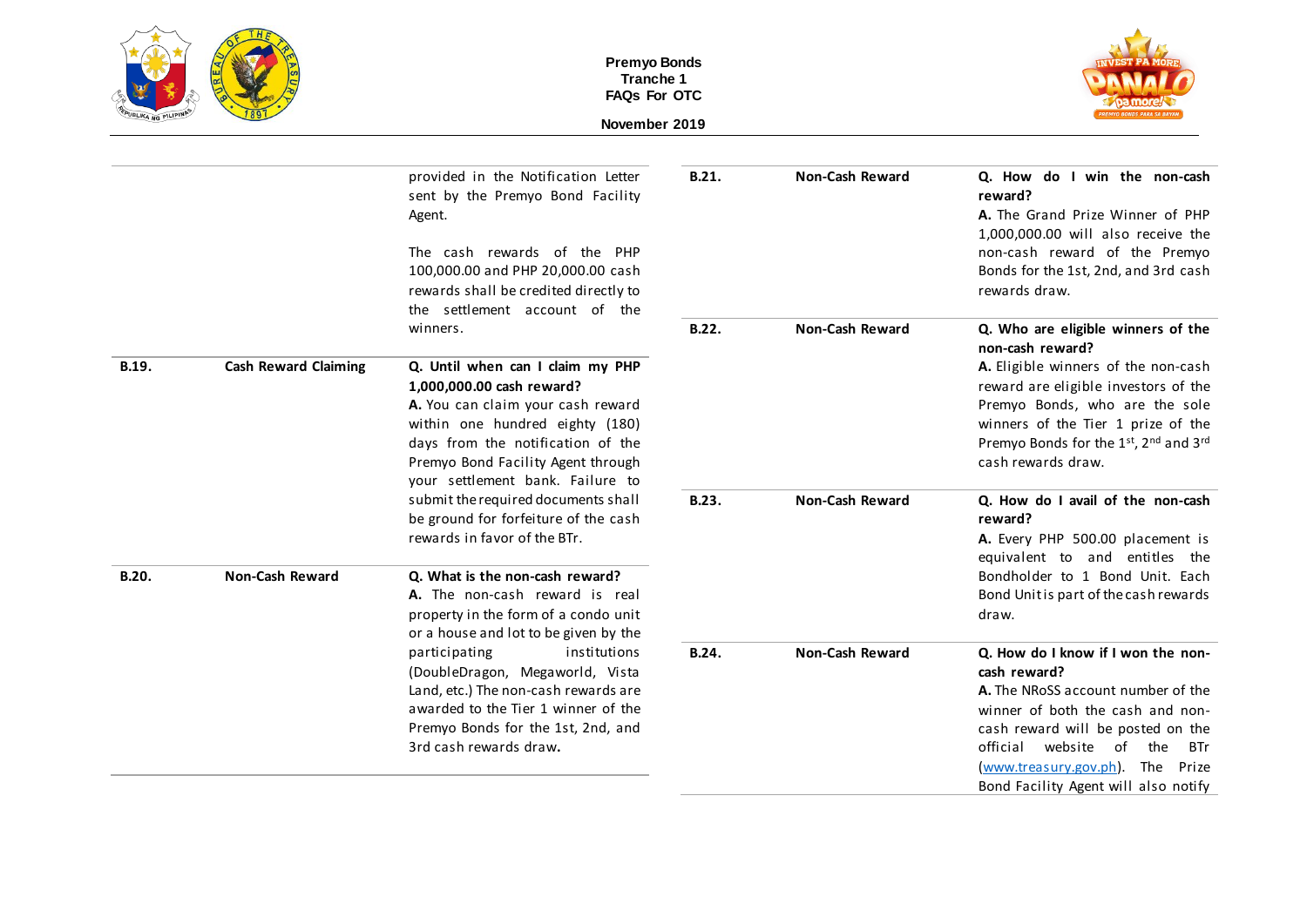| | | |
|---|---|---|
| | | provided in the Notification Letter sent by the Premyo Bond Facility Agent.<br><br>The cash rewards of the PHP 100,000.00 and PHP 20,000.00 cash rewards shall be credited directly to the settlement account of the winners. |
| **B.19.** | **Cash Reward Claiming** | **Q. Until when can I claim my PHP 1,000,000.00 cash reward?**<br>**A.** You can claim your cash reward within one hundred eighty (180) days from the notification of the Premyo Bond Facility Agent through your settlement bank. Failure to submit the required documents shall be ground for forfeiture of the cash rewards in favor of the BTr. |
| **B.20.** | **Non-Cash Reward** | **Q. What is the non-cash reward?**<br>**A.** The non-cash reward is real property in the form of a condo unit or a house and lot to be given by the participating institutions (DoubleDragon, Megaworld, Vista Land, etc.) The non-cash rewards are awarded to the Tier 1 winner of the Premyo Bonds for the 1st, 2nd, and 3rd cash rewards draw. |
| **B.21.** | **Non-Cash Reward** | **Q. How do I win the non-cash reward?**<br>**A.** The Grand Prize Winner of PHP 1,000,000.00 will also receive the non-cash reward of the Premyo Bonds for the 1st, 2nd, and 3rd cash rewards draw. |
| **B.22.** | **Non-Cash Reward** | **Q. Who are eligible winners of the non-cash reward?**<br>**A.** Eligible winners of the non-cash reward are eligible investors of the Premyo Bonds, who are the sole winners of the Tier 1 prize of the Premyo Bonds for the 1st, 2nd and 3rd cash rewards draw. |
| **B.23.** | **Non-Cash Reward** | **Q. How do I avail of the non-cash reward?**<br>**A.** Every PHP 500.00 placement is equivalent to and entitles the Bondholder to 1 Bond Unit. Each Bond Unit is part of the cash rewards draw. |
| **B.24.** | **Non-Cash Reward** | **Q. How do I know if I won the non-cash reward?**<br>**A.** The NRoSS account number of the winner of both the cash and non-cash reward will be posted on the official website of the BTr (www.treasury.gov.ph). The Prize Bond Facility Agent will also notify |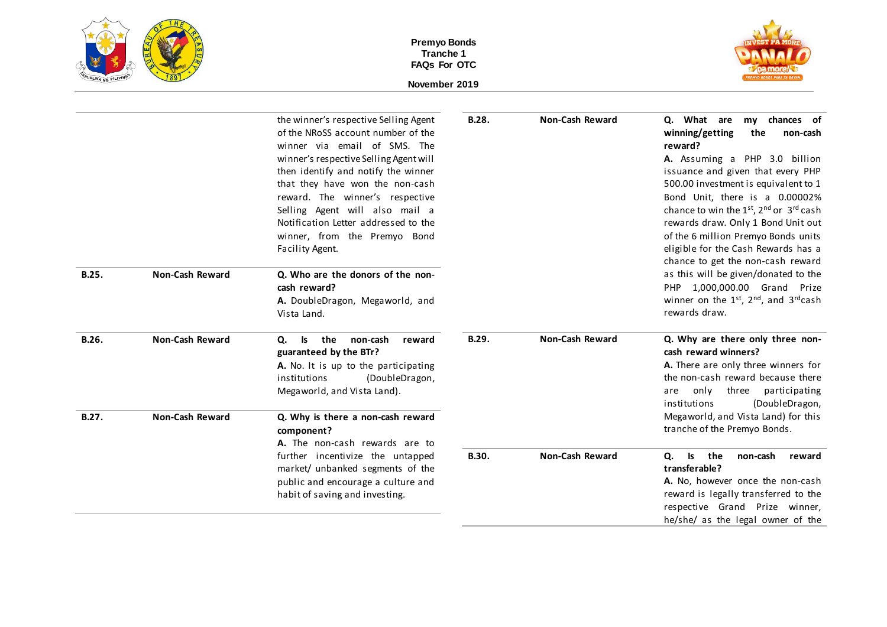| | | |
|---|---|---|
| | | the winner's respective Selling Agent of the NRoSS account number of the winner via email of SMS. The winner's respective Selling Agent will then identify and notify the winner that they have won the non-cash reward. The winner's respective Selling Agent will also mail a Notification Letter addressed to the winner, from the Premyo Bond Facility Agent. |
| **B.25.** | **Non-Cash Reward** | **Q. Who are the donors of the non-cash reward?**<br>**A.** DoubleDragon, Megaworld, and Vista Land. |
| **B.26.** | **Non-Cash Reward** | **Q. Is the non-cash reward guaranteed by the BTr?**<br>**A.** No. It is up to the participating institutions (DoubleDragon, Megaworld, and Vista Land). |
| **B.27.** | **Non-Cash Reward** | **Q. Why is there a non-cash reward component?**<br>**A.** The non-cash rewards are to further incentivize the untapped market/ unbanked segments of the public and encourage a culture and habit of saving and investing. |
| **B.28.** | **Non-Cash Reward** | **Q. What are my chances of winning/getting the non-cash reward?**<br>**A.** Assuming a PHP 3.0 billion issuance and given that every PHP 500.00 investment is equivalent to 1 Bond Unit, there is a 0.00002% chance to win the 1st, 2nd or 3rd cash rewards draw. Only 1 Bond Unit out of the 6 million Premyo Bonds units eligible for the Cash Rewards has a chance to get the non-cash reward as this will be given/donated to the PHP 1,000,000.00 Grand Prize winner on the 1st, 2nd, and 3rd cash rewards draw. |
| **B.29.** | **Non-Cash Reward** | **Q. Why are there only three non-cash reward winners?**<br>**A.** There are only three winners for the non-cash reward because there are only three participating institutions (DoubleDragon, Megaworld, and Vista Land) for this tranche of the Premyo Bonds. |
| **B.30.** | **Non-Cash Reward** | **Q. Is the non-cash reward transferable?**<br>**A.** No, however once the non-cash reward is legally transferred to the respective Grand Prize winner, he/she/ as the legal owner of the |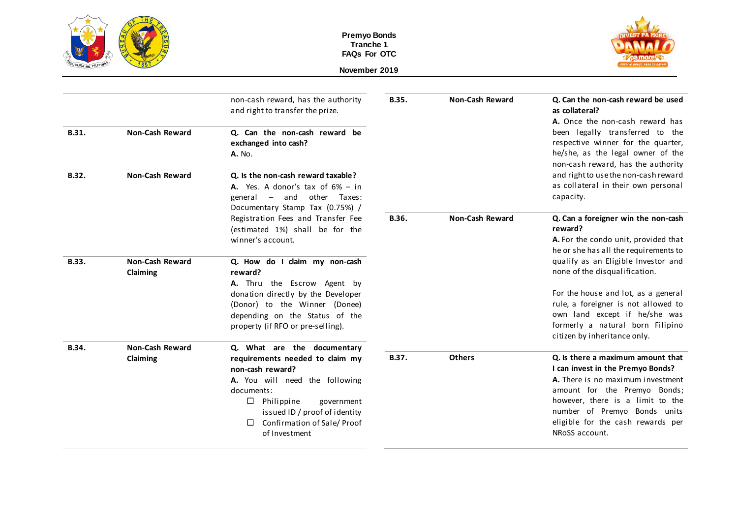| | | |
|---|---|---|
| | | non-cash reward, has the authority and right to transfer the prize. |
| **B.31.** | **Non-Cash Reward** | **Q. Can the non-cash reward be exchanged into cash?**<br>**A.** No. |
| **B.32.** | **Non-Cash Reward** | **Q. Is the non-cash reward taxable?**<br>**A.** Yes. A donor's tax of 6% – in general – and other Taxes: Documentary Stamp Tax (0.75%) / Registration Fees and Transfer Fee (estimated 1%) shall be for the winner's account. |
| **B.33.** | **Non-Cash Reward Claiming** | **Q. How do I claim my non-cash reward?**<br>**A.** Thru the Escrow Agent by donation directly by the Developer (Donor) to the Winner (Donee) depending on the Status of the property (if RFO or pre-selling). |
| **B.34.** | **Non-Cash Reward Claiming** | **Q. What are the documentary requirements needed to claim my non-cash reward?**<br>**A.** You will need the following documents:<br>☐ Philippine government issued ID / proof of identity<br>☐ Confirmation of Sale/ Proof of Investment |
| **B.35.** | **Non-Cash Reward** | **Q. Can the non-cash reward be used as collateral?**<br>**A.** Once the non-cash reward has been legally transferred to the respective winner for the quarter, he/she, as the legal owner of the non-cash reward, has the authority and right to use the non-cash reward as collateral in their own personal capacity. |
| **B.36.** | **Non-Cash Reward** | **Q. Can a foreigner win the non-cash reward?**<br>**A.** For the condo unit, provided that he or she has all the requirements to qualify as an Eligible Investor and none of the disqualification.<br><br>For the house and lot, as a general rule, a foreigner is not allowed to own land except if he/she was formerly a natural born Filipino citizen by inheritance only. |
| **B.37.** | **Others** | **Q. Is there a maximum amount that I can invest in the Premyo Bonds?**<br>**A.** There is no maximum investment amount for the Premyo Bonds; however, there is a limit to the number of Premyo Bonds units eligible for the cash rewards per NRoSS account. |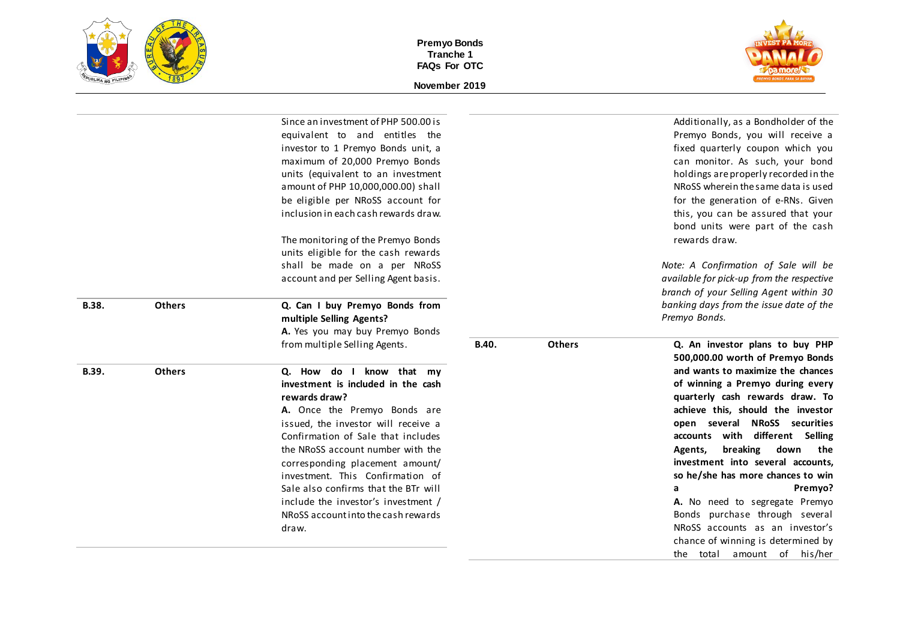| | | |
|---|---|---|
| | | Since an investment of PHP 500.00 is equivalent to and entitles the investor to 1 Premyo Bonds unit, a maximum of 20,000 Premyo Bonds units (equivalent to an investment amount of PHP 10,000,000.00) shall be eligible per NRoSS account for inclusion in each cash rewards draw.<br><br>The monitoring of the Premyo Bonds units eligible for the cash rewards shall be made on a per NRoSS account and per Selling Agent basis. |
| **B.38.** | **Others** | **Q. Can I buy Premyo Bonds from multiple Selling Agents?**<br>**A.** Yes you may buy Premyo Bonds from multiple Selling Agents. |
| **B.39.** | **Others** | **Q. How do I know that my investment is included in the cash rewards draw?**<br>**A.** Once the Premyo Bonds are issued, the investor will receive a Confirmation of Sale that includes the NRoSS account number with the corresponding placement amount/ investment. This Confirmation of Sale also confirms that the BTr will include the investor's investment / NRoSS account into the cash rewards draw.<br><br>Additionally, as a Bondholder of the Premyo Bonds, you will receive a fixed quarterly coupon which you can monitor. As such, your bond holdings are properly recorded in the NRoSS wherein the same data is used for the generation of e-RNs. Given this, you can be assured that your bond units were part of the cash rewards draw.<br><br>*Note: A Confirmation of Sale will be available for pick-up from the respective branch of your Selling Agent within 30 banking days from the issue date of the Premyo Bonds.* |
| **B.40.** | **Others** | **Q. An investor plans to buy PHP 500,000.00 worth of Premyo Bonds and wants to maximize the chances of winning a Premyo during every quarterly cash rewards draw. To achieve this, should the investor open several NRoSS securities accounts with different Selling Agents, breaking down the investment into several accounts, so he/she has more chances to win a Premyo?**<br>**A.** No need to segregate Premyo Bonds purchase through several NRoSS accounts as an investor's chance of winning is determined by the total amount of his/her |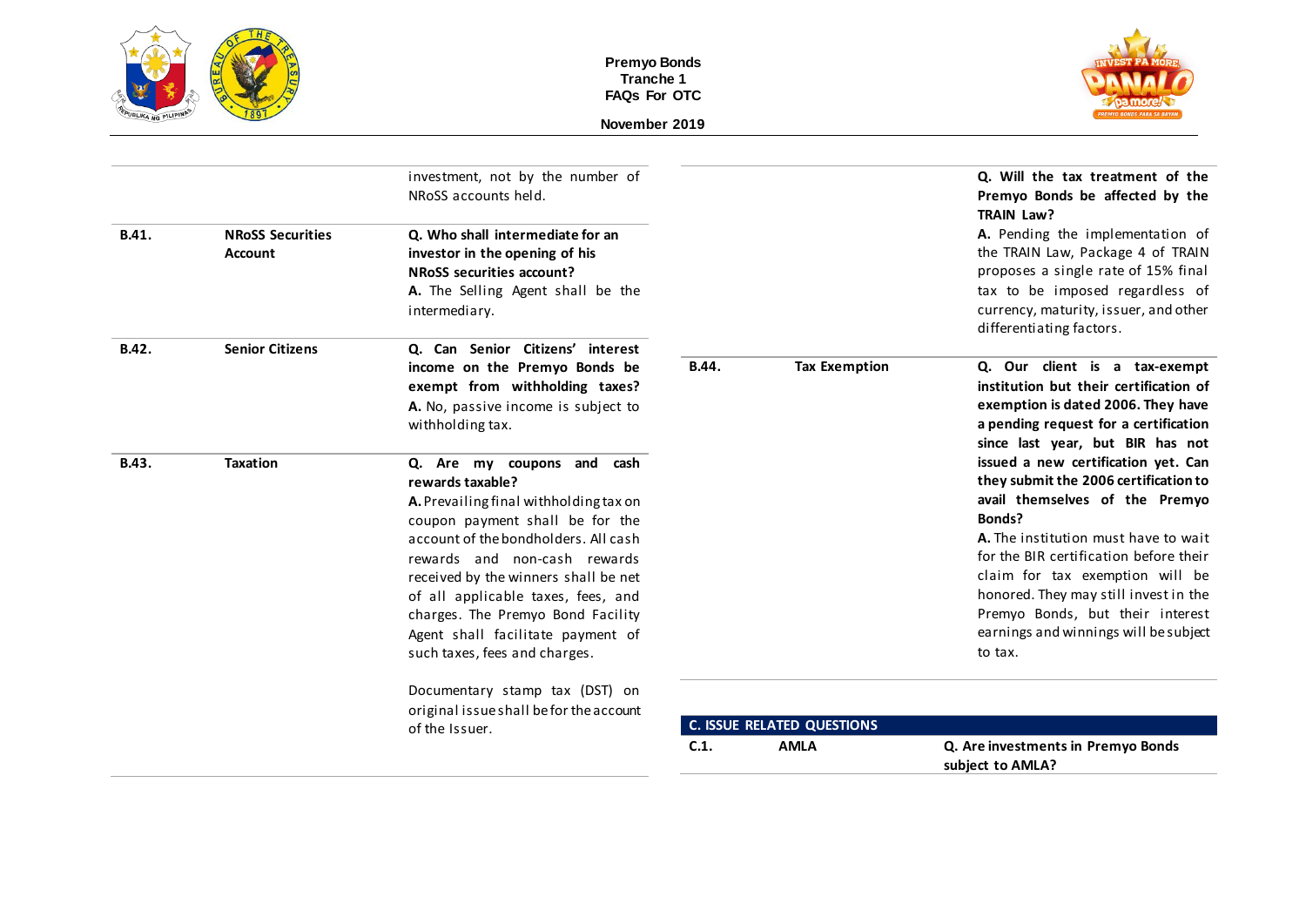| | | |
|---|---|---|
| | | investment, not by the number of NRoSS accounts held. |
| **B.41.** | **NRoSS Securities Account** | **Q. Who shall intermediate for an investor in the opening of his NRoSS securities account?**<br>**A.** The Selling Agent shall be the intermediary. |
| **B.42.** | **Senior Citizens** | **Q. Can Senior Citizens' interest income on the Premyo Bonds be exempt from withholding taxes?**<br>**A.** No, passive income is subject to withholding tax. |
| **B.43.** | **Taxation** | **Q. Are my coupons and cash rewards taxable?**<br>**A.** Prevailing final withholding tax on coupon payment shall be for the account of the bondholders. All cash rewards and non-cash rewards received by the winners shall be net of all applicable taxes, fees, and charges. The Premyo Bond Facility Agent shall facilitate payment of such taxes, fees and charges.<br><br>Documentary stamp tax (DST) on original issue shall be for the account of the Issuer.<br><br>**Q. Will the tax treatment of the Premyo Bonds be affected by the TRAIN Law?**<br>**A.** Pending the implementation of the TRAIN Law, Package 4 of TRAIN proposes a single rate of 15% final tax to be imposed regardless of currency, maturity, issuer, and other differentiating factors. |
| **B.44.** | **Tax Exemption** | **Q. Our client is a tax-exempt institution but their certification of exemption is dated 2006. They have a pending request for a certification since last year, but BIR has not issued a new certification yet. Can they submit the 2006 certification to avail themselves of the Premyo Bonds?**<br>**A.** The institution must have to wait for the BIR certification before their claim for tax exemption will be honored. They may still invest in the Premyo Bonds, but their interest earnings and winnings will be subject to tax. |

## C. ISSUE RELATED QUESTIONS

| | | |
|---|---|---|
| **C.1.** | **AMLA** | **Q. Are investments in Premyo Bonds subject to AMLA?** |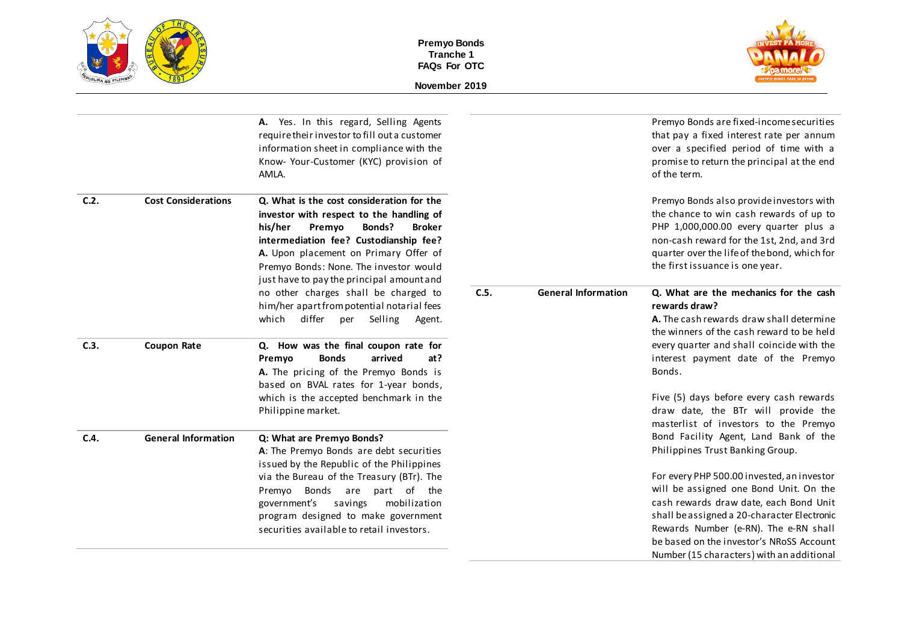| | | |
|---|---|---|
| | | **A.** Yes. In this regard, Selling Agents require their investor to fill out a customer information sheet in compliance with the Know- Your-Customer (KYC) provision of AMLA. |
| **C.2.** | **Cost Considerations** | **Q. What is the cost consideration for the investor with respect to the handling of his/her Premyo Bonds? Broker intermediation fee? Custodianship fee?**<br>**A.** Upon placement on Primary Offer of Premyo Bonds: None. The investor would just have to pay the principal amount and no other charges shall be charged to him/her apart from potential notarial fees which differ per Selling Agent. |
| **C.3.** | **Coupon Rate** | **Q. How was the final coupon rate for Premyo Bonds arrived at?**<br>**A.** The pricing of the Premyo Bonds is based on BVAL rates for 1-year bonds, which is the accepted benchmark in the Philippine market. |
| **C.4.** | **General Information** | **Q: What are Premyo Bonds?**<br>**A**: The Premyo Bonds are debt securities issued by the Republic of the Philippines via the Bureau of the Treasury (BTr). The Premyo Bonds are part of the government's savings mobilization program designed to make government securities available to retail investors.<br><br>Premyo Bonds are fixed-income securities that pay a fixed interest rate per annum over a specified period of time with a promise to return the principal at the end of the term.<br><br>Premyo Bonds also provide investors with the chance to win cash rewards of up to PHP 1,000,000.00 every quarter plus a non-cash reward for the 1st, 2nd, and 3rd quarter over the life of the bond, which for the first issuance is one year. |
| **C.5.** | **General Information** | **Q. What are the mechanics for the cash rewards draw?**<br>**A.** The cash rewards draw shall determine the winners of the cash reward to be held every quarter and shall coincide with the interest payment date of the Premyo Bonds.<br><br>Five (5) days before every cash rewards draw date, the BTr will provide the masterlist of investors to the Premyo Bond Facility Agent, Land Bank of the Philippines Trust Banking Group.<br><br>For every PHP 500.00 invested, an investor will be assigned one Bond Unit. On the cash rewards draw date, each Bond Unit shall be assigned a 20-character Electronic Rewards Number (e-RN). The e-RN shall be based on the investor's NRoSS Account Number (15 characters) with an additional |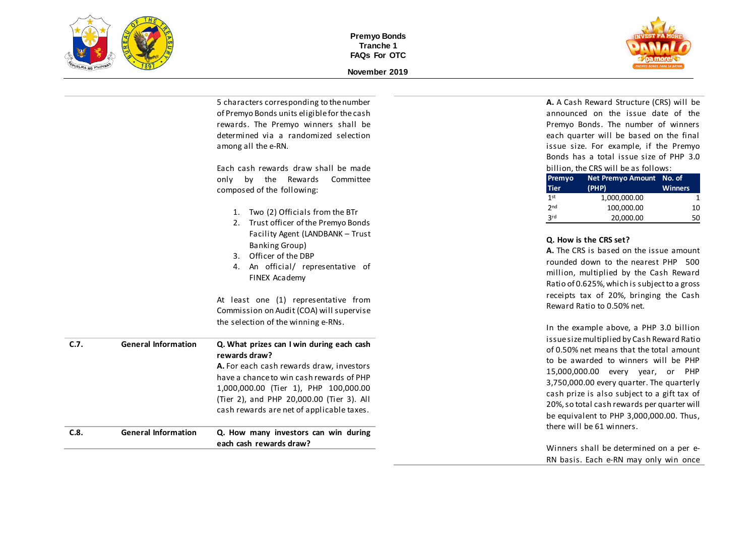5 characters corresponding to the number of Premyo Bonds units eligible for the cash rewards. The Premyo winners shall be determined via a randomized selection among all the e-RN.

Each cash rewards draw shall be made only by the Rewards Committee composed of the following:

1. Two (2) Officials from the BTr
2. Trust officer of the Premyo Bonds Facility Agent (LANDBANK – Trust Banking Group)
3. Officer of the DBP
4. An official/ representative of FINEX Academy

At least one (1) representative from Commission on Audit (COA) will supervise the selection of the winning e-RNs.

| C.7. | General Information | **Q. What prizes can I win during each cash rewards draw?** **A.** For each cash rewards draw, investors have a chance to win cash rewards of PHP 1,000,000.00 (Tier 1), PHP 100,000.00 (Tier 2), and PHP 20,000.00 (Tier 3). All cash rewards are net of applicable taxes. |
|---|---|---|
| C.8. | General Information | **Q. How many investors can win during each cash rewards draw?** |

**A.** A Cash Reward Structure (CRS) will be announced on the issue date of the Premyo Bonds. The number of winners each quarter will be based on the final issue size. For example, if the Premyo Bonds has a total issue size of PHP 3.0 billion, the CRS will be as follows:

| Premyo Tier | Net Premyo Amount (PHP) | No. of Winners |
|---|---|---|
| 1st | 1,000,000.00 | 1 |
| 2nd | 100,000.00 | 10 |
| 3rd | 20,000.00 | 50 |

**Q. How is the CRS set?**

**A.** The CRS is based on the issue amount rounded down to the nearest PHP 500 million, multiplied by the Cash Reward Ratio of 0.625%, which is subject to a gross receipts tax of 20%, bringing the Cash Reward Ratio to 0.50% net.

In the example above, a PHP 3.0 billion issue size multiplied by Cash Reward Ratio of 0.50% net means that the total amount to be awarded to winners will be PHP 15,000,000.00 every year, or PHP 3,750,000.00 every quarter. The quarterly cash prize is also subject to a gift tax of 20%, so total cash rewards per quarter will be equivalent to PHP 3,000,000.00. Thus, there will be 61 winners.

Winners shall be determined on a per e-RN basis. Each e-RN may only win once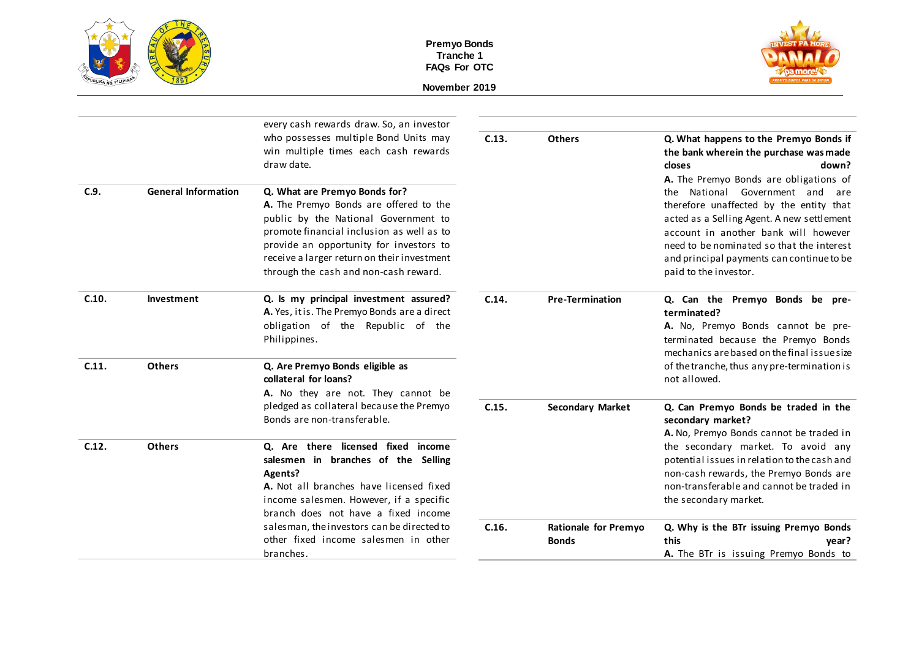| | | |
|---|---|---|
| | | every cash rewards draw. So, an investor who possesses multiple Bond Units may win multiple times each cash rewards draw date. |
| C.9. | General Information | **Q. What are Premyo Bonds for?** **A.** The Premyo Bonds are offered to the public by the National Government to promote financial inclusion as well as to provide an opportunity for investors to receive a larger return on their investment through the cash and non-cash reward. |
| C.10. | Investment | **Q. Is my principal investment assured?** **A.** Yes, it is. The Premyo Bonds are a direct obligation of the Republic of the Philippines. |
| C.11. | Others | **Q. Are Premyo Bonds eligible as collateral for loans?** **A.** No they are not. They cannot be pledged as collateral because the Premyo Bonds are non-transferable. |
| C.12. | Others | **Q. Are there licensed fixed income salesmen in branches of the Selling Agents?** **A.** Not all branches have licensed fixed income salesmen. However, if a specific branch does not have a fixed income salesman, the investors can be directed to other fixed income salesmen in other branches. |
| C.13. | Others | **Q. What happens to the Premyo Bonds if the bank wherein the purchase was made closes down?** **A.** The Premyo Bonds are obligations of the National Government and are therefore unaffected by the entity that acted as a Selling Agent. A new settlement account in another bank will however need to be nominated so that the interest and principal payments can continue to be paid to the investor. |
| C.14. | Pre-Termination | **Q. Can the Premyo Bonds be pre-terminated?** **A.** No, Premyo Bonds cannot be pre-terminated because the Premyo Bonds mechanics are based on the final issue size of the tranche, thus any pre-termination is not allowed. |
| C.15. | Secondary Market | **Q. Can Premyo Bonds be traded in the secondary market?** **A.** No, Premyo Bonds cannot be traded in the secondary market. To avoid any potential issues in relation to the cash and non-cash rewards, the Premyo Bonds are non-transferable and cannot be traded in the secondary market. |
| C.16. | Rationale for Premyo Bonds | **Q. Why is the BTr issuing Premyo Bonds this year?** **A.** The BTr is issuing Premyo Bonds to |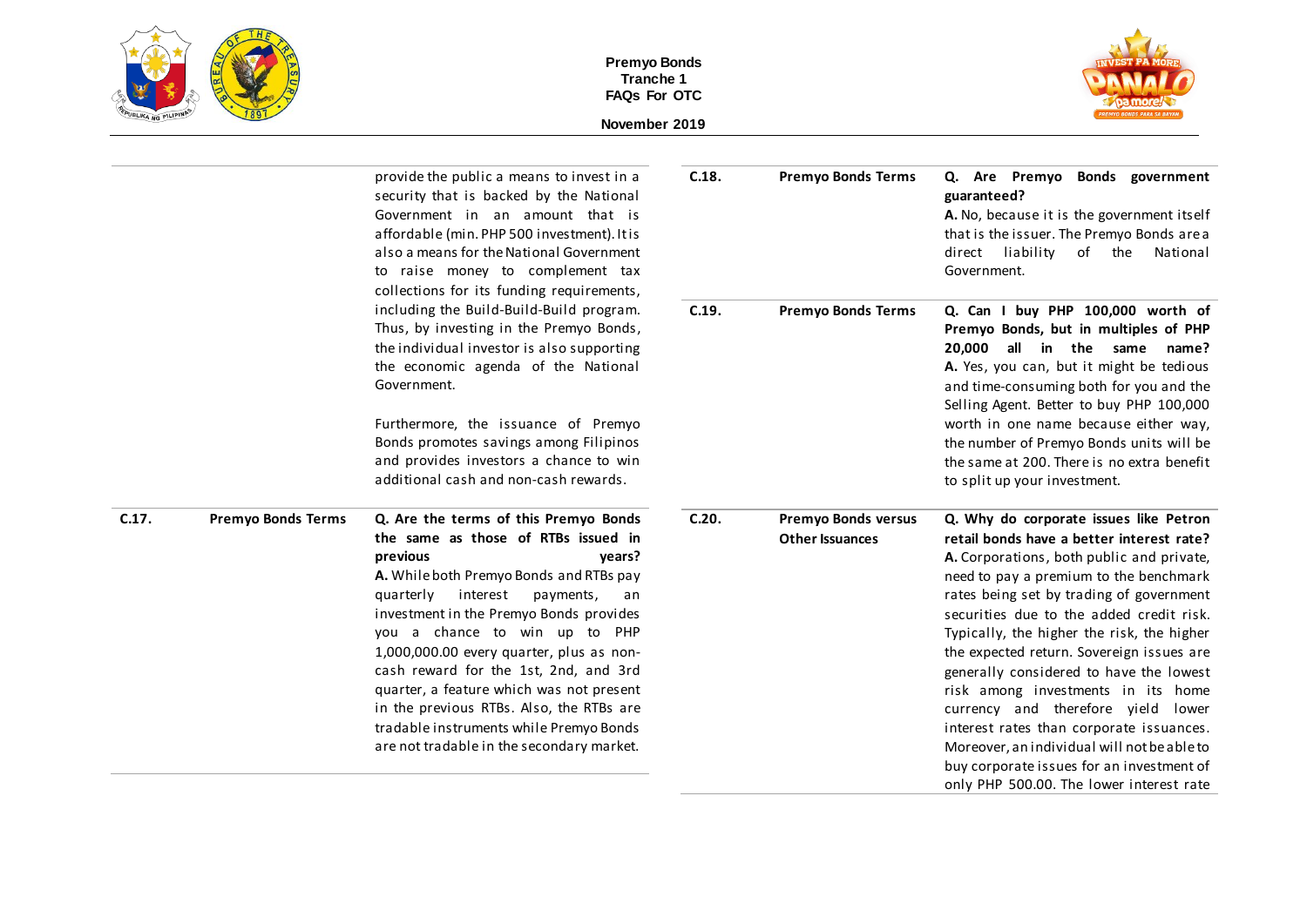| | | |
|---|---|---|
| | | provide the public a means to invest in a security that is backed by the National Government in an amount that is affordable (min. PHP 500 investment). It is also a means for the National Government to raise money to complement tax collections for its funding requirements, including the Build-Build-Build program. Thus, by investing in the Premyo Bonds, the individual investor is also supporting the economic agenda of the National Government.<br><br>Furthermore, the issuance of Premyo Bonds promotes savings among Filipinos and provides investors a chance to win additional cash and non-cash rewards. |
| C.17. | Premyo Bonds Terms | **Q. Are the terms of this Premyo Bonds the same as those of RTBs issued in previous years?**<br>**A.** While both Premyo Bonds and RTBs pay quarterly interest payments, an investment in the Premyo Bonds provides you a chance to win up to PHP 1,000,000.00 every quarter, plus as non-cash reward for the 1st, 2nd, and 3rd quarter, a feature which was not present in the previous RTBs. Also, the RTBs are tradable instruments while Premyo Bonds are not tradable in the secondary market. |
| C.18. | Premyo Bonds Terms | **Q. Are Premyo Bonds government guaranteed?**<br>**A.** No, because it is the government itself that is the issuer. The Premyo Bonds are a direct liability of the National Government. |
| C.19. | Premyo Bonds Terms | **Q. Can I buy PHP 100,000 worth of Premyo Bonds, but in multiples of PHP 20,000 all in the same name?**<br>**A.** Yes, you can, but it might be tedious and time-consuming both for you and the Selling Agent. Better to buy PHP 100,000 worth in one name because either way, the number of Premyo Bonds units will be the same at 200. There is no extra benefit to split up your investment. |
| C.20. | Premyo Bonds versus Other Issuances | **Q. Why do corporate issues like Petron retail bonds have a better interest rate?**<br>**A.** Corporations, both public and private, need to pay a premium to the benchmark rates being set by trading of government securities due to the added credit risk. Typically, the higher the risk, the higher the expected return. Sovereign issues are generally considered to have the lowest risk among investments in its home currency and therefore yield lower interest rates than corporate issuances. Moreover, an individual will not be able to buy corporate issues for an investment of only PHP 500.00. The lower interest rate |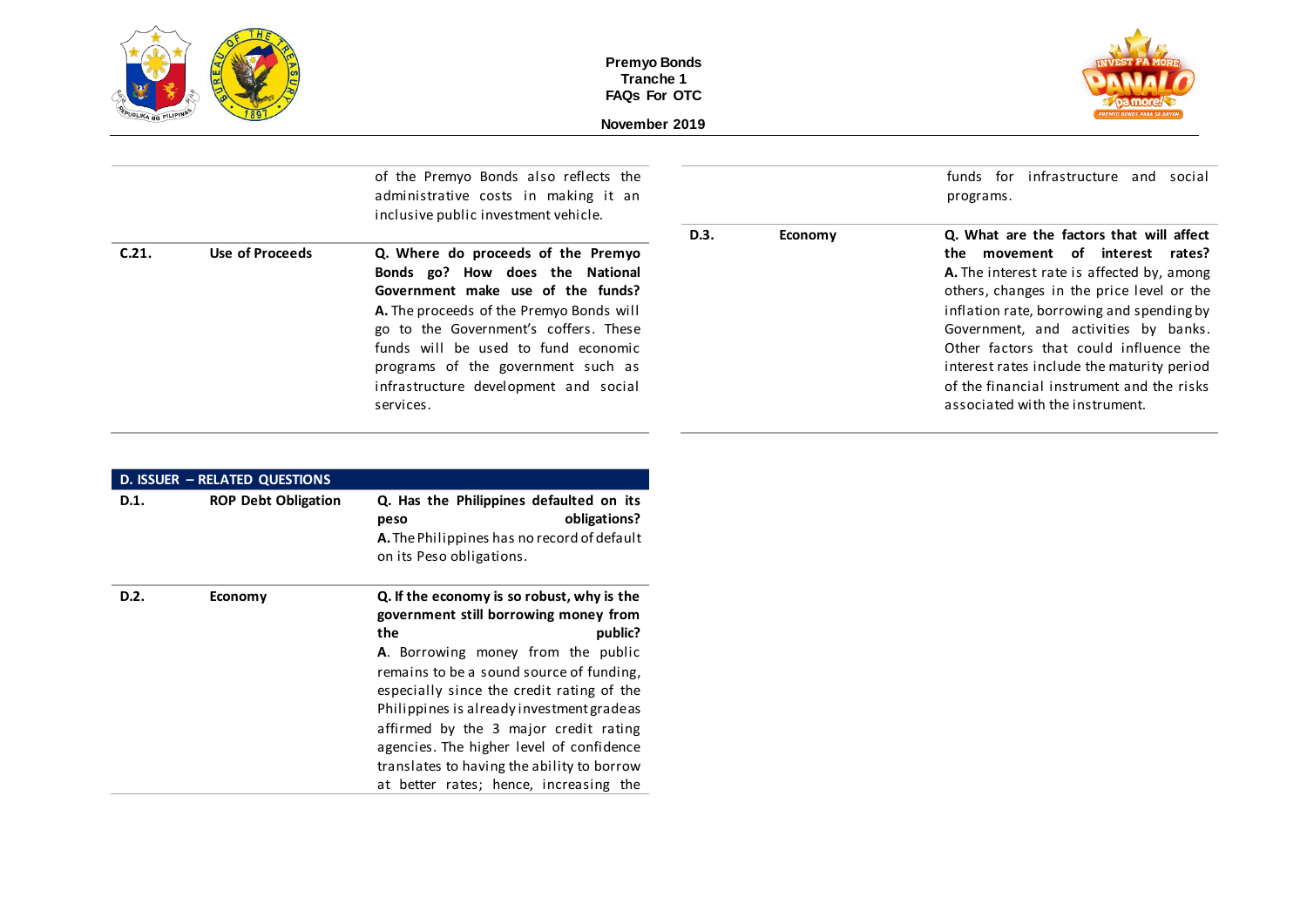| | | |
|---|---|---|
| | | of the Premyo Bonds also reflects the administrative costs in making it an inclusive public investment vehicle. |
| C.21. | Use of Proceeds | **Q. Where do proceeds of the Premyo Bonds go? How does the National Government make use of the funds?** **A.** The proceeds of the Premyo Bonds will go to the Government's coffers. These funds will be used to fund economic programs of the government such as infrastructure development and social services. |

| D. ISSUER – RELATED QUESTIONS | | |
|---|---|---|
| D.1. | ROP Debt Obligation | **Q. Has the Philippines defaulted on its peso obligations?** **A.** The Philippines has no record of default on its Peso obligations. |
| D.2. | Economy | **Q. If the economy is so robust, why is the government still borrowing money from the public?** **A**. Borrowing money from the public remains to be a sound source of funding, especially since the credit rating of the Philippines is already investment grade as affirmed by the 3 major credit rating agencies. The higher level of confidence translates to having the ability to borrow at better rates; hence, increasing the funds for infrastructure and social programs. |
| D.3. | Economy | **Q. What are the factors that will affect the movement of interest rates?** **A.** The interest rate is affected by, among others, changes in the price level or the inflation rate, borrowing and spending by Government, and activities by banks. Other factors that could influence the interest rates include the maturity period of the financial instrument and the risks associated with the instrument. |